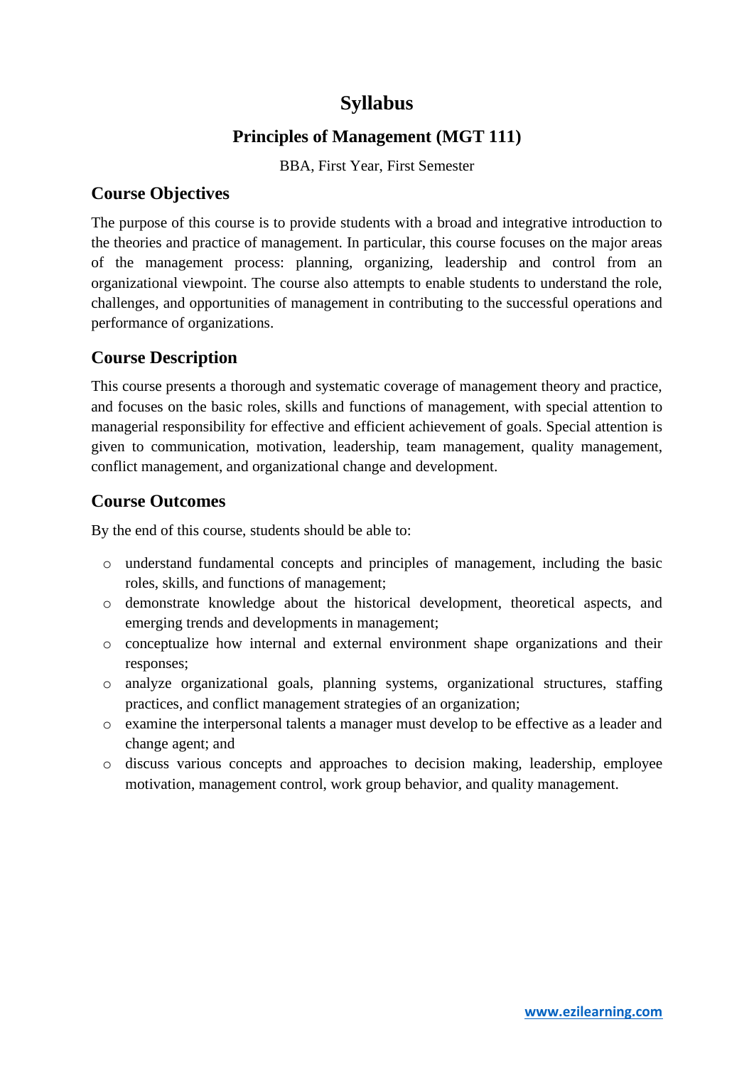# Syllabus

## Principles of Management (MGT 111)

BBA, First Year, First Semester

### Course Objectives

The purpose of this course is to provide students with a broad and integrative introduction to the theories and practice of management. In particular, this course focuses on the major areas of the management process: planning, organizing, leadership and control from an organizational viewpoint. The course also attempts to enable students to understand the role, challenges, and opportunities of management in contributing to the successful operations and performance of organizations.

### Course Description

This course presents a thorough and systematic coverage of management theory and practice, and focuses on the basic roles, skills and functions of management, with special attention to managerial responsibility for effective and efficient achievement of goals. Special attention is given to communication, motivation, leadership, team management, quality management, conflict management, and organizational change and development.

### Course Outcomes

By the end of this course, students should be able to:

- understand fundamental concepts and principles of management, including the basic roles, skills, and functions of management;
- demonstrate knowledge about the historical development, theoretical aspects, and emerging trends and developments in management;
- conceptualize how internal and external environment shape organizations and their responses;
- analyze organizational goals, planning systems, organizational structures, staffing practices, and conflict management strategies of an organization;
- examine the interpersonal talents a manager must develop to be effective as a leader and change agent; and
- discuss various concepts and approaches to decision making, leadership, employee motivation, management control, work group behavior, and quality management.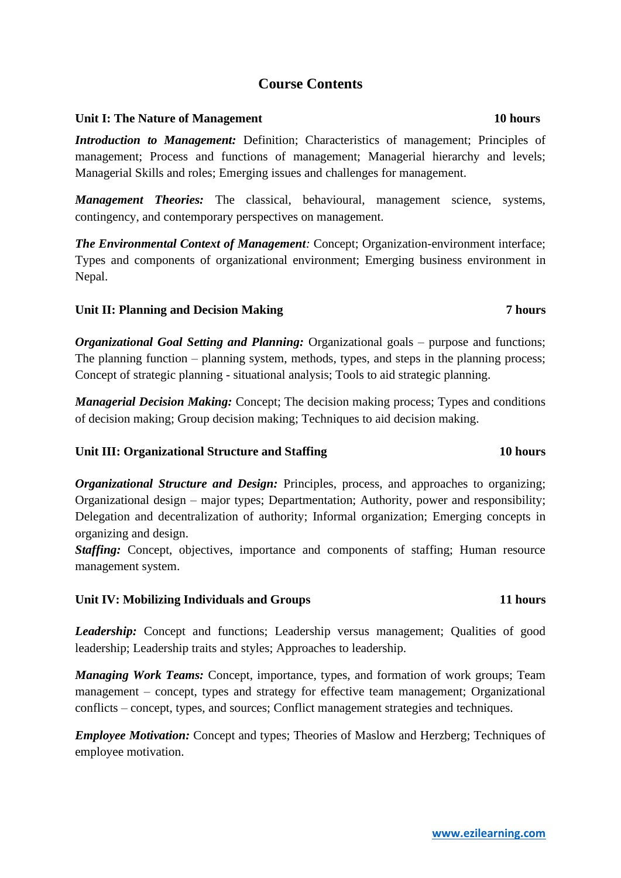## Course Contents

### Unit I: The Nature of Management 10 hours

***Introduction to Management:*** Definition; Characteristics of management; Principles of management; Process and functions of management; Managerial hierarchy and levels; Managerial Skills and roles; Emerging issues and challenges for management.

***Management Theories:*** The classical, behavioural, management science, systems, contingency, and contemporary perspectives on management.

***The Environmental Context of Management****:* Concept; Organization-environment interface; Types and components of organizational environment; Emerging business environment in Nepal.

### Unit II: Planning and Decision Making 7 hours

***Organizational Goal Setting and Planning:*** Organizational goals – purpose and functions; The planning function – planning system, methods, types, and steps in the planning process; Concept of strategic planning - situational analysis; Tools to aid strategic planning.

***Managerial Decision Making:*** Concept; The decision making process; Types and conditions of decision making; Group decision making; Techniques to aid decision making.

### Unit III: Organizational Structure and Staffing 10 hours

***Organizational Structure and Design:*** Principles, process, and approaches to organizing; Organizational design – major types; Departmentation; Authority, power and responsibility; Delegation and decentralization of authority; Informal organization; Emerging concepts in organizing and design.

***Staffing:*** Concept, objectives, importance and components of staffing; Human resource management system.

### Unit IV: Mobilizing Individuals and Groups 11 hours

***Leadership:*** Concept and functions; Leadership versus management; Qualities of good leadership; Leadership traits and styles; Approaches to leadership.

***Managing Work Teams:*** Concept, importance, types, and formation of work groups; Team management – concept, types and strategy for effective team management; Organizational conflicts – concept, types, and sources; Conflict management strategies and techniques.

***Employee Motivation:*** Concept and types; Theories of Maslow and Herzberg; Techniques of employee motivation.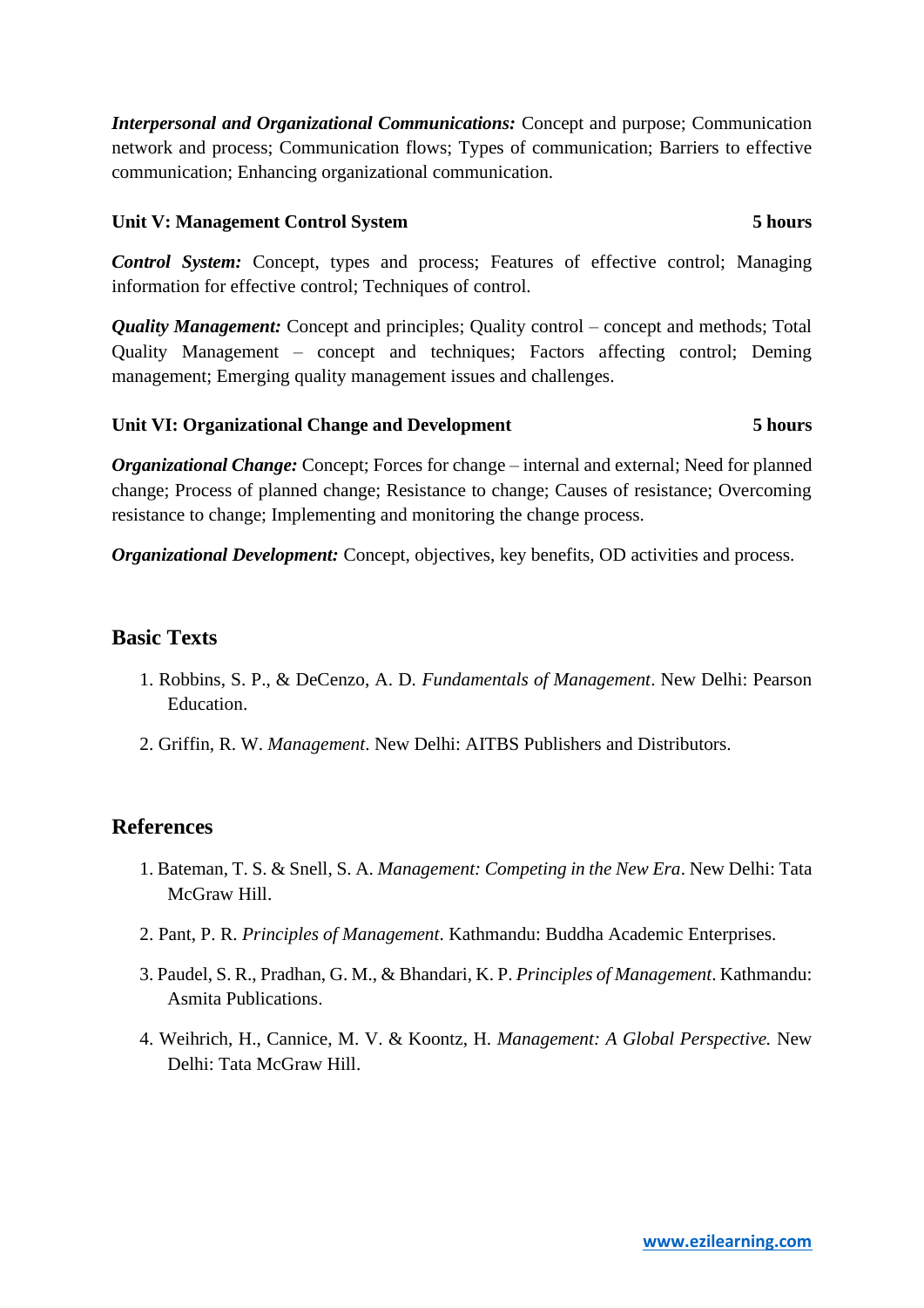***Interpersonal and Organizational Communications:*** Concept and purpose; Communication network and process; Communication flows; Types of communication; Barriers to effective communication; Enhancing organizational communication.

**Unit V: Management Control System** **5 hours**

***Control System:*** Concept, types and process; Features of effective control; Managing information for effective control; Techniques of control.

***Quality Management:*** Concept and principles; Quality control – concept and methods; Total Quality Management – concept and techniques; Factors affecting control; Deming management; Emerging quality management issues and challenges.

**Unit VI: Organizational Change and Development** **5 hours**

***Organizational Change:*** Concept; Forces for change – internal and external; Need for planned change; Process of planned change; Resistance to change; Causes of resistance; Overcoming resistance to change; Implementing and monitoring the change process.

***Organizational Development:*** Concept, objectives, key benefits, OD activities and process.

## Basic Texts

1. Robbins, S. P., & DeCenzo, A. D. *Fundamentals of Management*. New Delhi: Pearson Education.
2. Griffin, R. W. *Management*. New Delhi: AITBS Publishers and Distributors.

## References

1. Bateman, T. S. & Snell, S. A. *Management: Competing in the New Era*. New Delhi: Tata McGraw Hill.
2. Pant, P. R. *Principles of Management*. Kathmandu: Buddha Academic Enterprises.
3. Paudel, S. R., Pradhan, G. M., & Bhandari, K. P. *Principles of Management*. Kathmandu: Asmita Publications.
4. Weihrich, H., Cannice, M. V. & Koontz, H. *Management: A Global Perspective.* New Delhi: Tata McGraw Hill.